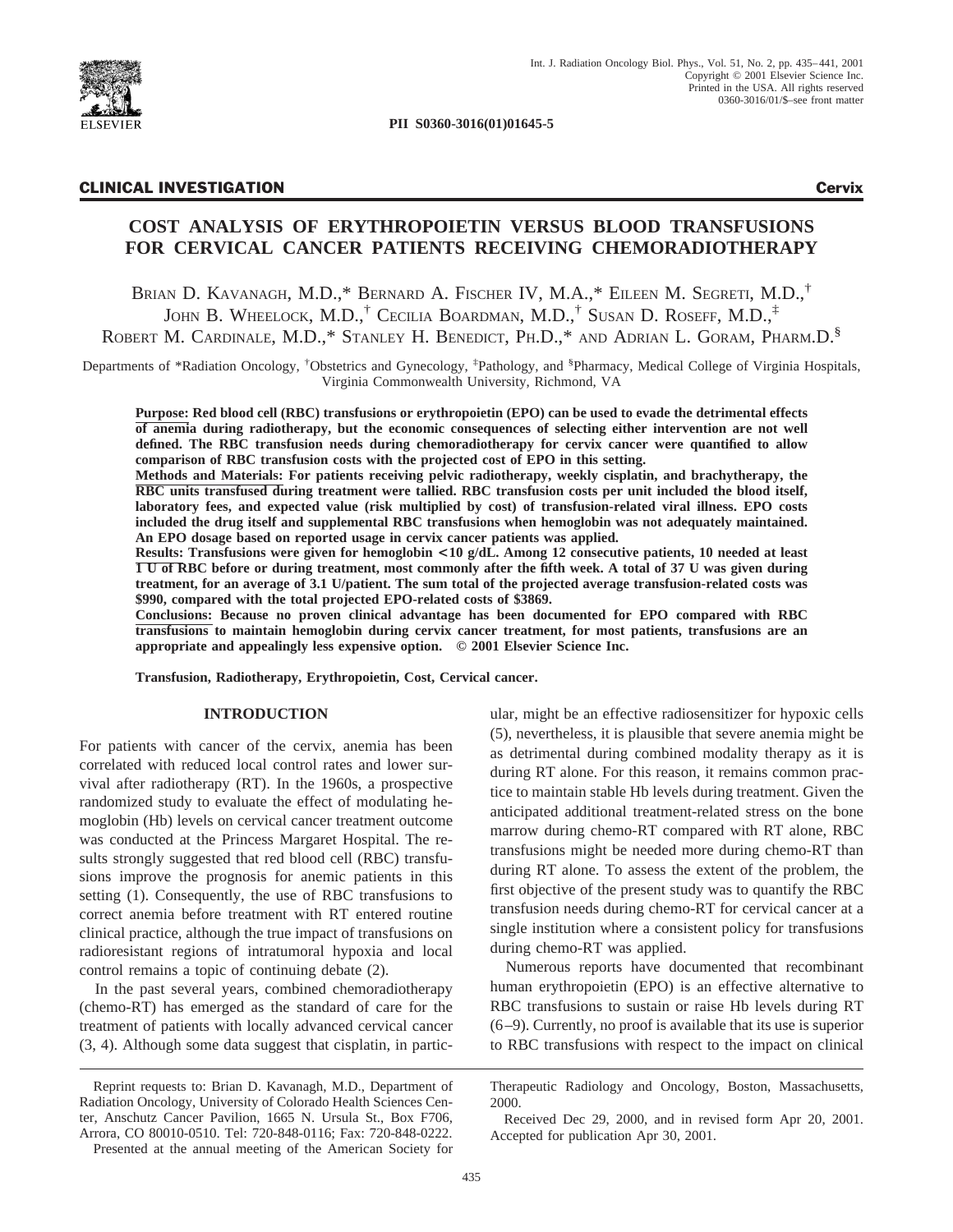**CLINICAL INVESTIGATION** **Cervix**

# COST ANALYSIS OF ERYTHROPOIETIN VERSUS BLOOD TRANSFUSIONS FOR CERVICAL CANCER PATIENTS RECEIVING CHEMORADIOTHERAPY

Brian D. Kavanagh, M.D.,* Bernard A. Fischer IV, M.A.,* Eileen M. Segreti, M.D.,[†] John B. Wheelock, M.D.,[†] Cecilia Boardman, M.D.,[†] Susan D. Roseff, M.D.,[‡] Robert M. Cardinale, M.D.,* Stanley H. Benedict, Ph.D.,* and Adrian L. Goram, Pharm.D.[§]

Departments of *Radiation Oncology, [†]Obstetrics and Gynecology, [‡]Pathology, and [§]Pharmacy, Medical College of Virginia Hospitals, Virginia Commonwealth University, Richmond, VA

**Purpose: Red blood cell (RBC) transfusions or erythropoietin (EPO) can be used to evade the detrimental effects of anemia during radiotherapy, but the economic consequences of selecting either intervention are not well defined. The RBC transfusion needs during chemoradiotherapy for cervix cancer were quantified to allow comparison of RBC transfusion costs with the projected cost of EPO in this setting.**

**Methods and Materials: For patients receiving pelvic radiotherapy, weekly cisplatin, and brachytherapy, the RBC units transfused during treatment were tallied. RBC transfusion costs per unit included the blood itself, laboratory fees, and expected value (risk multiplied by cost) of transfusion-related viral illness. EPO costs included the drug itself and supplemental RBC transfusions when hemoglobin was not adequately maintained. An EPO dosage based on reported usage in cervix cancer patients was applied.**

**Results: Transfusions were given for hemoglobin <10 g/dL. Among 12 consecutive patients, 10 needed at least 1 U of RBC before or during treatment, most commonly after the fifth week. A total of 37 U was given during treatment, for an average of 3.1 U/patient. The sum total of the projected average transfusion-related costs was \$990, compared with the total projected EPO-related costs of \$3869.**

**Conclusions: Because no proven clinical advantage has been documented for EPO compared with RBC transfusions to maintain hemoglobin during cervix cancer treatment, for most patients, transfusions are an appropriate and appealingly less expensive option. © 2001 Elsevier Science Inc.**

**Transfusion, Radiotherapy, Erythropoietin, Cost, Cervical cancer.**

## INTRODUCTION

For patients with cancer of the cervix, anemia has been correlated with reduced local control rates and lower survival after radiotherapy (RT). In the 1960s, a prospective randomized study to evaluate the effect of modulating hemoglobin (Hb) levels on cervical cancer treatment outcome was conducted at the Princess Margaret Hospital. The results strongly suggested that red blood cell (RBC) transfusions improve the prognosis for anemic patients in this setting (1). Consequently, the use of RBC transfusions to correct anemia before treatment with RT entered routine clinical practice, although the true impact of transfusions on radioresistant regions of intratumoral hypoxia and local control remains a topic of continuing debate (2).

In the past several years, combined chemoradiotherapy (chemo-RT) has emerged as the standard of care for the treatment of patients with locally advanced cervical cancer (3, 4). Although some data suggest that cisplatin, in particular, might be an effective radiosensitizer for hypoxic cells (5), nevertheless, it is plausible that severe anemia might be as detrimental during combined modality therapy as it is during RT alone. For this reason, it remains common practice to maintain stable Hb levels during treatment. Given the anticipated additional treatment-related stress on the bone marrow during chemo-RT compared with RT alone, RBC transfusions might be needed more during chemo-RT than during RT alone. To assess the extent of the problem, the first objective of the present study was to quantify the RBC transfusion needs during chemo-RT for cervical cancer at a single institution where a consistent policy for transfusions during chemo-RT was applied.

Numerous reports have documented that recombinant human erythropoietin (EPO) is an effective alternative to RBC transfusions to sustain or raise Hb levels during RT (6–9). Currently, no proof is available that its use is superior to RBC transfusions with respect to the impact on clinical

---

Reprint requests to: Brian D. Kavanagh, M.D., Department of Radiation Oncology, University of Colorado Health Sciences Center, Anschutz Cancer Pavilion, 1665 N. Ursula St., Box F706, Arrora, CO 80010-0510. Tel: 720-848-0116; Fax: 720-848-0222.

Presented at the annual meeting of the American Society for Therapeutic Radiology and Oncology, Boston, Massachusetts, 2000.

Received Dec 29, 2000, and in revised form Apr 20, 2001. Accepted for publication Apr 30, 2001.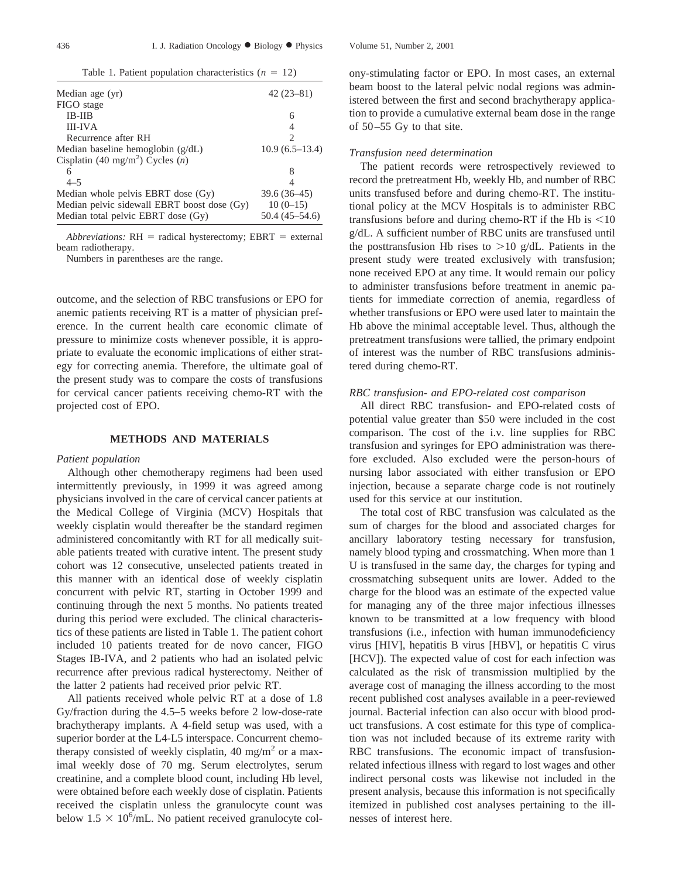Table 1. Patient population characteristics ($n = 12$)

| | |
|---|---|
| Median age (yr) | 42 (23–81) |
| FIGO stage | |
| IB-IIB | 6 |
| III-IVA | 4 |
| Recurrence after RH | 2 |
| Median baseline hemoglobin (g/dL) | 10.9 (6.5–13.4) |
| Cisplatin (40 mg/m$^2$) Cycles ($n$) | |
| 6 | 8 |
| 4–5 | 4 |
| Median whole pelvis EBRT dose (Gy) | 39.6 (36–45) |
| Median pelvic sidewall EBRT boost dose (Gy) | 10 (0–15) |
| Median total pelvic EBRT dose (Gy) | 50.4 (45–54.6) |

*Abbreviations:* RH = radical hysterectomy; EBRT = external beam radiotherapy.

Numbers in parentheses are the range.

outcome, and the selection of RBC transfusions or EPO for anemic patients receiving RT is a matter of physician preference. In the current health care economic climate of pressure to minimize costs whenever possible, it is appropriate to evaluate the economic implications of either strategy for correcting anemia. Therefore, the ultimate goal of the present study was to compare the costs of transfusions for cervical cancer patients receiving chemo-RT with the projected cost of EPO.

## METHODS AND MATERIALS

### *Patient population*

Although other chemotherapy regimens had been used intermittently previously, in 1999 it was agreed among physicians involved in the care of cervical cancer patients at the Medical College of Virginia (MCV) Hospitals that weekly cisplatin would thereafter be the standard regimen administered concomitantly with RT for all medically suitable patients treated with curative intent. The present study cohort was 12 consecutive, unselected patients treated in this manner with an identical dose of weekly cisplatin concurrent with pelvic RT, starting in October 1999 and continuing through the next 5 months. No patients treated during this period were excluded. The clinical characteristics of these patients are listed in Table 1. The patient cohort included 10 patients treated for de novo cancer, FIGO Stages IB-IVA, and 2 patients who had an isolated pelvic recurrence after previous radical hysterectomy. Neither of the latter 2 patients had received prior pelvic RT.

All patients received whole pelvic RT at a dose of 1.8 Gy/fraction during the 4.5–5 weeks before 2 low-dose-rate brachytherapy implants. A 4-field setup was used, with a superior border at the L4-L5 interspace. Concurrent chemotherapy consisted of weekly cisplatin, 40 mg/m$^2$ or a maximal weekly dose of 70 mg. Serum electrolytes, serum creatinine, and a complete blood count, including Hb level, were obtained before each weekly dose of cisplatin. Patients received the cisplatin unless the granulocyte count was below $1.5 \times 10^6$/mL. No patient received granulocyte colony-stimulating factor or EPO. In most cases, an external beam boost to the lateral pelvic nodal regions was administered between the first and second brachytherapy application to provide a cumulative external beam dose in the range of 50–55 Gy to that site.

### *Transfusion need determination*

The patient records were retrospectively reviewed to record the pretreatment Hb, weekly Hb, and number of RBC units transfused before and during chemo-RT. The institutional policy at the MCV Hospitals is to administer RBC transfusions before and during chemo-RT if the Hb is <10 g/dL. A sufficient number of RBC units are transfused until the posttransfusion Hb rises to >10 g/dL. Patients in the present study were treated exclusively with transfusion; none received EPO at any time. It would remain our policy to administer transfusions before treatment in anemic patients for immediate correction of anemia, regardless of whether transfusions or EPO were used later to maintain the Hb above the minimal acceptable level. Thus, although the pretreatment transfusions were tallied, the primary endpoint of interest was the number of RBC transfusions administered during chemo-RT.

### *RBC transfusion- and EPO-related cost comparison*

All direct RBC transfusion- and EPO-related costs of potential value greater than $50 were included in the cost comparison. The cost of the i.v. line supplies for RBC transfusion and syringes for EPO administration was therefore excluded. Also excluded were the person-hours of nursing labor associated with either transfusion or EPO injection, because a separate charge code is not routinely used for this service at our institution.

The total cost of RBC transfusion was calculated as the sum of charges for the blood and associated charges for ancillary laboratory testing necessary for transfusion, namely blood typing and crossmatching. When more than 1 U is transfused in the same day, the charges for typing and crossmatching subsequent units are lower. Added to the charge for the blood was an estimate of the expected value for managing any of the three major infectious illnesses known to be transmitted at a low frequency with blood transfusions (i.e., infection with human immunodeficiency virus [HIV], hepatitis B virus [HBV], or hepatitis C virus [HCV]). The expected value of cost for each infection was calculated as the risk of transmission multiplied by the average cost of managing the illness according to the most recent published cost analyses available in a peer-reviewed journal. Bacterial infection can also occur with blood product transfusions. A cost estimate for this type of complication was not included because of its extreme rarity with RBC transfusions. The economic impact of transfusion-related infectious illness with regard to lost wages and other indirect personal costs was likewise not included in the present analysis, because this information is not specifically itemized in published cost analyses pertaining to the illnesses of interest here.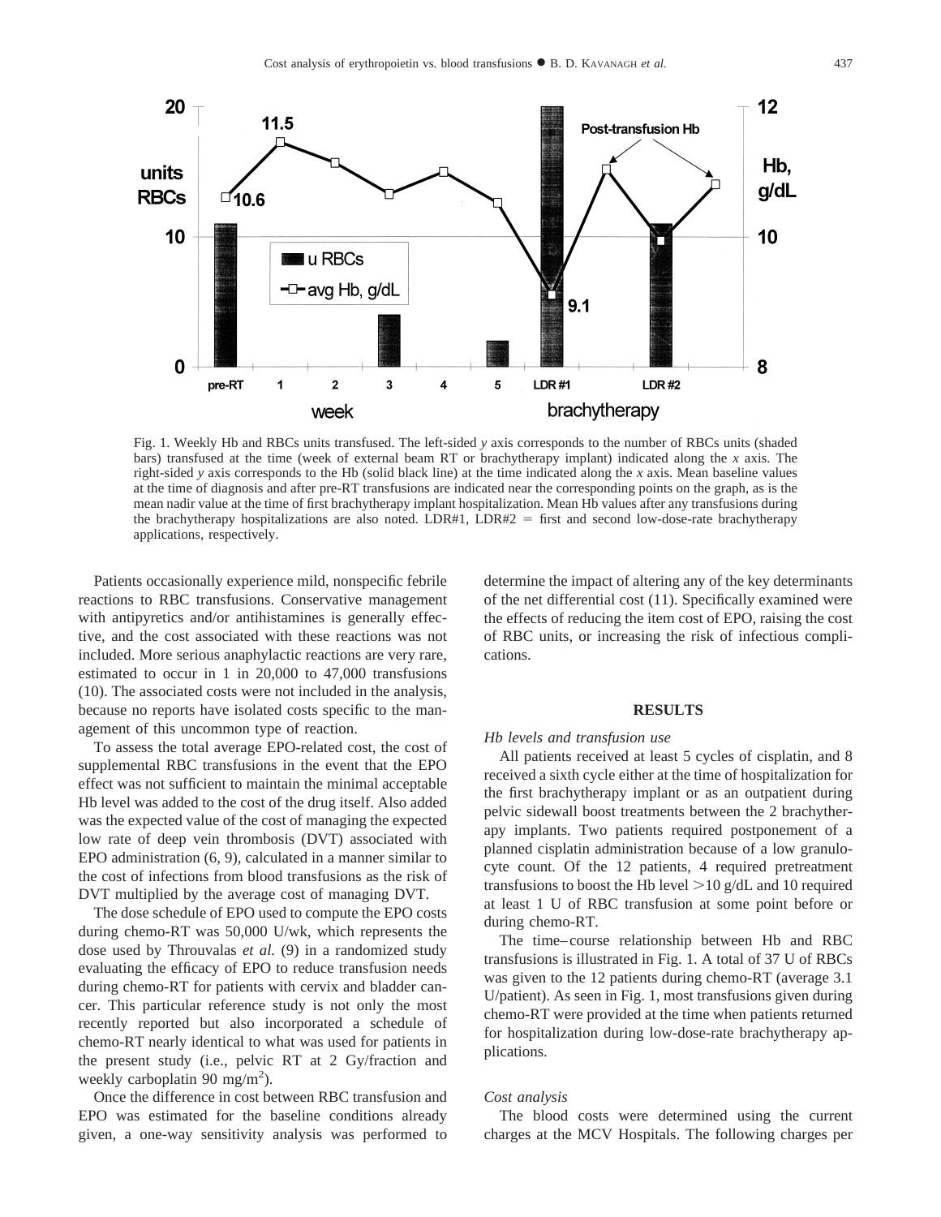Fig. 1. Weekly Hb and RBCs units transfused. The left-sided *y* axis corresponds to the number of RBCs units (shaded bars) transfused at the time (week of external beam RT or brachytherapy implant) indicated along the *x* axis. The right-sided *y* axis corresponds to the Hb (solid black line) at the time indicated along the *x* axis. Mean baseline values at the time of diagnosis and after pre-RT transfusions are indicated near the corresponding points on the graph, as is the mean nadir value at the time of first brachytherapy implant hospitalization. Mean Hb values after any transfusions during the brachytherapy hospitalizations are also noted. LDR#1, LDR#2 = first and second low-dose-rate brachytherapy applications, respectively.

Patients occasionally experience mild, nonspecific febrile reactions to RBC transfusions. Conservative management with antipyretics and/or antihistamines is generally effective, and the cost associated with these reactions was not included. More serious anaphylactic reactions are very rare, estimated to occur in 1 in 20,000 to 47,000 transfusions (10). The associated costs were not included in the analysis, because no reports have isolated costs specific to the management of this uncommon type of reaction.

To assess the total average EPO-related cost, the cost of supplemental RBC transfusions in the event that the EPO effect was not sufficient to maintain the minimal acceptable Hb level was added to the cost of the drug itself. Also added was the expected value of the cost of managing the expected low rate of deep vein thrombosis (DVT) associated with EPO administration (6, 9), calculated in a manner similar to the cost of infections from blood transfusions as the risk of DVT multiplied by the average cost of managing DVT.

The dose schedule of EPO used to compute the EPO costs during chemo-RT was 50,000 U/wk, which represents the dose used by Throuvalas *et al.* (9) in a randomized study evaluating the efficacy of EPO to reduce transfusion needs during chemo-RT for patients with cervix and bladder cancer. This particular reference study is not only the most recently reported but also incorporated a schedule of chemo-RT nearly identical to what was used for patients in the present study (i.e., pelvic RT at 2 Gy/fraction and weekly carboplatin 90 mg/m$^2$).

Once the difference in cost between RBC transfusion and EPO was estimated for the baseline conditions already given, a one-way sensitivity analysis was performed to determine the impact of altering any of the key determinants of the net differential cost (11). Specifically examined were the effects of reducing the item cost of EPO, raising the cost of RBC units, or increasing the risk of infectious complications.

## RESULTS

### *Hb levels and transfusion use*

All patients received at least 5 cycles of cisplatin, and 8 received a sixth cycle either at the time of hospitalization for the first brachytherapy implant or as an outpatient during pelvic sidewall boost treatments between the 2 brachytherapy implants. Two patients required postponement of a planned cisplatin administration because of a low granulocyte count. Of the 12 patients, 4 required pretreatment transfusions to boost the Hb level >10 g/dL and 10 required at least 1 U of RBC transfusion at some point before or during chemo-RT.

The time–course relationship between Hb and RBC transfusions is illustrated in Fig. 1. A total of 37 U of RBCs was given to the 12 patients during chemo-RT (average 3.1 U/patient). As seen in Fig. 1, most transfusions given during chemo-RT were provided at the time when patients returned for hospitalization during low-dose-rate brachytherapy applications.

### *Cost analysis*

The blood costs were determined using the current charges at the MCV Hospitals. The following charges per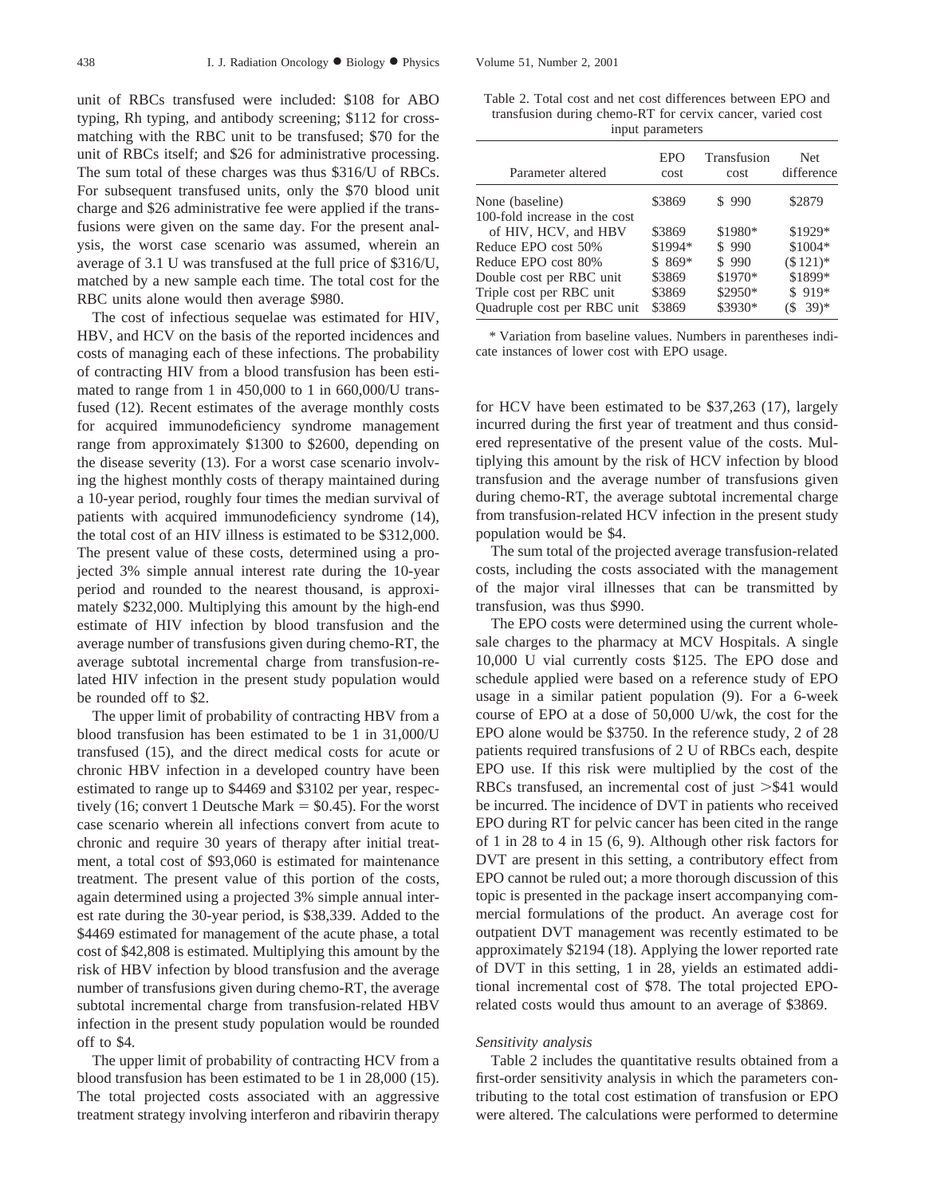unit of RBCs transfused were included: $108 for ABO typing, Rh typing, and antibody screening; $112 for crossmatching with the RBC unit to be transfused; $70 for the unit of RBCs itself; and $26 for administrative processing. The sum total of these charges was thus $316/U of RBCs. For subsequent transfused units, only the $70 blood unit charge and $26 administrative fee were applied if the transfusions were given on the same day. For the present analysis, the worst case scenario was assumed, wherein an average of 3.1 U was transfused at the full price of $316/U, matched by a new sample each time. The total cost for the RBC units alone would then average $980.

The cost of infectious sequelae was estimated for HIV, HBV, and HCV on the basis of the reported incidences and costs of managing each of these infections. The probability of contracting HIV from a blood transfusion has been estimated to range from 1 in 450,000 to 1 in 660,000/U transfused (12). Recent estimates of the average monthly costs for acquired immunodeficiency syndrome management range from approximately $1300 to $2600, depending on the disease severity (13). For a worst case scenario involving the highest monthly costs of therapy maintained during a 10-year period, roughly four times the median survival of patients with acquired immunodeficiency syndrome (14), the total cost of an HIV illness is estimated to be $312,000. The present value of these costs, determined using a projected 3% simple annual interest rate during the 10-year period and rounded to the nearest thousand, is approximately $232,000. Multiplying this amount by the high-end estimate of HIV infection by blood transfusion and the average number of transfusions given during chemo-RT, the average subtotal incremental charge from transfusion-related HIV infection in the present study population would be rounded off to $2.

The upper limit of probability of contracting HBV from a blood transfusion has been estimated to be 1 in 31,000/U transfused (15), and the direct medical costs for acute or chronic HBV infection in a developed country have been estimated to range up to $4469 and $3102 per year, respectively (16; convert 1 Deutsche Mark = $0.45). For the worst case scenario wherein all infections convert from acute to chronic and require 30 years of therapy after initial treatment, a total cost of $93,060 is estimated for maintenance treatment. The present value of this portion of the costs, again determined using a projected 3% simple annual interest rate during the 30-year period, is $38,339. Added to the $4469 estimated for management of the acute phase, a total cost of $42,808 is estimated. Multiplying this amount by the risk of HBV infection by blood transfusion and the average number of transfusions given during chemo-RT, the average subtotal incremental charge from transfusion-related HBV infection in the present study population would be rounded off to $4.

The upper limit of probability of contracting HCV from a blood transfusion has been estimated to be 1 in 28,000 (15). The total projected costs associated with an aggressive treatment strategy involving interferon and ribavirin therapy for HCV have been estimated to be $37,263 (17), largely incurred during the first year of treatment and thus considered representative of the present value of the costs. Multiplying this amount by the risk of HCV infection by blood transfusion and the average number of transfusions given during chemo-RT, the average subtotal incremental charge from transfusion-related HCV infection in the present study population would be $4.

The sum total of the projected average transfusion-related costs, including the costs associated with the management of the major viral illnesses that can be transmitted by transfusion, was thus $990.

The EPO costs were determined using the current wholesale charges to the pharmacy at MCV Hospitals. A single 10,000 U vial currently costs $125. The EPO dose and schedule applied were based on a reference study of EPO usage in a similar patient population (9). For a 6-week course of EPO at a dose of 50,000 U/wk, the cost for the EPO alone would be $3750. In the reference study, 2 of 28 patients required transfusions of 2 U of RBCs each, despite EPO use. If this risk were multiplied by the cost of the RBCs transfused, an incremental cost of just >$41 would be incurred. The incidence of DVT in patients who received EPO during RT for pelvic cancer has been cited in the range of 1 in 28 to 4 in 15 (6, 9). Although other risk factors for DVT are present in this setting, a contributory effect from EPO cannot be ruled out; a more thorough discussion of this topic is presented in the package insert accompanying commercial formulations of the product. An average cost for outpatient DVT management was recently estimated to be approximately $2194 (18). Applying the lower reported rate of DVT in this setting, 1 in 28, yields an estimated additional incremental cost of $78. The total projected EPO-related costs would thus amount to an average of $3869.

Table 2. Total cost and net cost differences between EPO and transfusion during chemo-RT for cervix cancer, varied cost input parameters

| Parameter altered | EPO cost | Transfusion cost | Net difference |
|---|---|---|---|
| None (baseline) | $3869 | $ 990 | $2879 |
| 100-fold increase in the cost of HIV, HCV, and HBV | $3869 | $1980* | $1929* |
| Reduce EPO cost 50% | $1994* | $ 990 | $1004* |
| Reduce EPO cost 80% | $ 869* | $ 990 | ($121)* |
| Double cost per RBC unit | $3869 | $1970* | $1899* |
| Triple cost per RBC unit | $3869 | $2950* | $ 919* |
| Quadruple cost per RBC unit | $3869 | $3930* | ($ 39)* |

\* Variation from baseline values. Numbers in parentheses indicate instances of lower cost with EPO usage.

*Sensitivity analysis*

Table 2 includes the quantitative results obtained from a first-order sensitivity analysis in which the parameters contributing to the total cost estimation of transfusion or EPO were altered. The calculations were performed to determine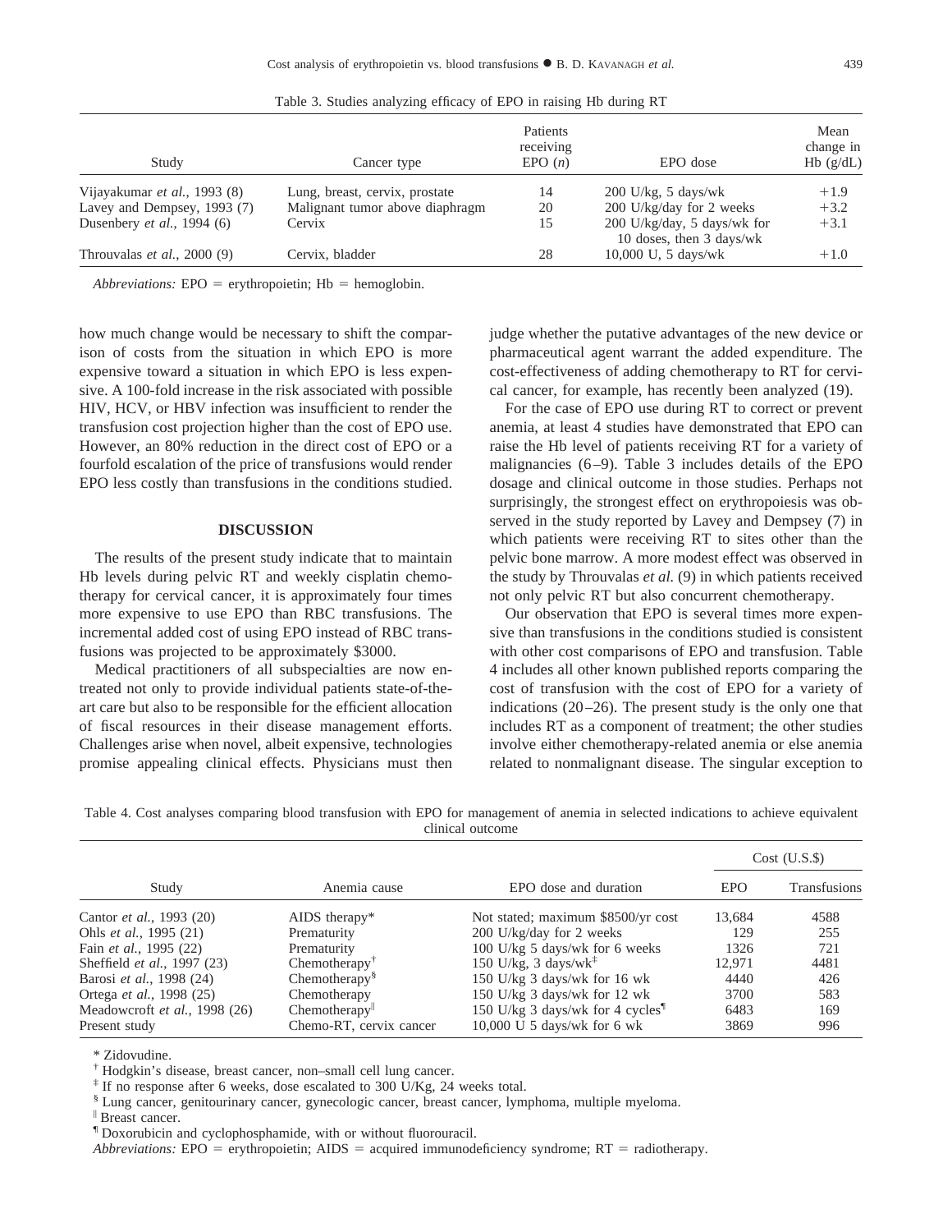Table 3. Studies analyzing efficacy of EPO in raising Hb during RT

| Study | Cancer type | Patients receiving EPO (*n*) | EPO dose | Mean change in Hb (g/dL) |
|---|---|---|---|---|
| Vijayakumar *et al.*, 1993 (8) | Lung, breast, cervix, prostate | 14 | 200 U/kg, 5 days/wk | +1.9 |
| Lavey and Dempsey, 1993 (7) | Malignant tumor above diaphragm | 20 | 200 U/kg/day for 2 weeks | +3.2 |
| Dusenbery *et al.*, 1994 (6) | Cervix | 15 | 200 U/kg/day, 5 days/wk for 10 doses, then 3 days/wk | +3.1 |
| Throuvalas *et al.*, 2000 (9) | Cervix, bladder | 28 | 10,000 U, 5 days/wk | +1.0 |

*Abbreviations:* EPO = erythropoietin; Hb = hemoglobin.

how much change would be necessary to shift the comparison of costs from the situation in which EPO is more expensive toward a situation in which EPO is less expensive. A 100-fold increase in the risk associated with possible HIV, HCV, or HBV infection was insufficient to render the transfusion cost projection higher than the cost of EPO use. However, an 80% reduction in the direct cost of EPO or a fourfold escalation of the price of transfusions would render EPO less costly than transfusions in the conditions studied.

## DISCUSSION

The results of the present study indicate that to maintain Hb levels during pelvic RT and weekly cisplatin chemotherapy for cervical cancer, it is approximately four times more expensive to use EPO than RBC transfusions. The incremental added cost of using EPO instead of RBC transfusions was projected to be approximately \$3000.

Medical practitioners of all subspecialties are now entreated not only to provide individual patients state-of-the-art care but also to be responsible for the efficient allocation of fiscal resources in their disease management efforts. Challenges arise when novel, albeit expensive, technologies promise appealing clinical effects. Physicians must then judge whether the putative advantages of the new device or pharmaceutical agent warrant the added expenditure. The cost-effectiveness of adding chemotherapy to RT for cervical cancer, for example, has recently been analyzed (19).

For the case of EPO use during RT to correct or prevent anemia, at least 4 studies have demonstrated that EPO can raise the Hb level of patients receiving RT for a variety of malignancies (6–9). Table 3 includes details of the EPO dosage and clinical outcome in those studies. Perhaps not surprisingly, the strongest effect on erythropoiesis was observed in the study reported by Lavey and Dempsey (7) in which patients were receiving RT to sites other than the pelvic bone marrow. A more modest effect was observed in the study by Throuvalas *et al.* (9) in which patients received not only pelvic RT but also concurrent chemotherapy.

Our observation that EPO is several times more expensive than transfusions in the conditions studied is consistent with other cost comparisons of EPO and transfusion. Table 4 includes all other known published reports comparing the cost of transfusion with the cost of EPO for a variety of indications (20–26). The present study is the only one that includes RT as a component of treatment; the other studies involve either chemotherapy-related anemia or else anemia related to nonmalignant disease. The singular exception to

Table 4. Cost analyses comparing blood transfusion with EPO for management of anemia in selected indications to achieve equivalent clinical outcome

| Study | Anemia cause | EPO dose and duration | Cost (U.S.\$) | |
|---|---|---|---|---|
| | | | EPO | Transfusions |
| Cantor *et al.*, 1993 (20) | AIDS therapy* | Not stated; maximum \$8500/yr cost | 13,684 | 4588 |
| Ohls *et al.*, 1995 (21) | Prematurity | 200 U/kg/day for 2 weeks | 129 | 255 |
| Fain *et al.*, 1995 (22) | Prematurity | 100 U/kg 5 days/wk for 6 weeks | 1326 | 721 |
| Sheffield *et al.*, 1997 (23) | Chemotherapy† | 150 U/kg, 3 days/wk‡ | 12,971 | 4481 |
| Barosi *et al.*, 1998 (24) | Chemotherapy§ | 150 U/kg 3 days/wk for 16 wk | 4440 | 426 |
| Ortega *et al.*, 1998 (25) | Chemotherapy | 150 U/kg 3 days/wk for 12 wk | 3700 | 583 |
| Meadowcroft *et al.*, 1998 (26) | Chemotherapy‖ | 150 U/kg 3 days/wk for 4 cycles¶ | 6483 | 169 |
| Present study | Chemo-RT, cervix cancer | 10,000 U 5 days/wk for 6 wk | 3869 | 996 |

\* Zidovudine.

† Hodgkin's disease, breast cancer, non–small cell lung cancer.

‡ If no response after 6 weeks, dose escalated to 300 U/Kg, 24 weeks total.

§ Lung cancer, genitourinary cancer, gynecologic cancer, breast cancer, lymphoma, multiple myeloma.

‖ Breast cancer.

¶ Doxorubicin and cyclophosphamide, with or without fluorouracil.

*Abbreviations:* EPO = erythropoietin; AIDS = acquired immunodeficiency syndrome; RT = radiotherapy.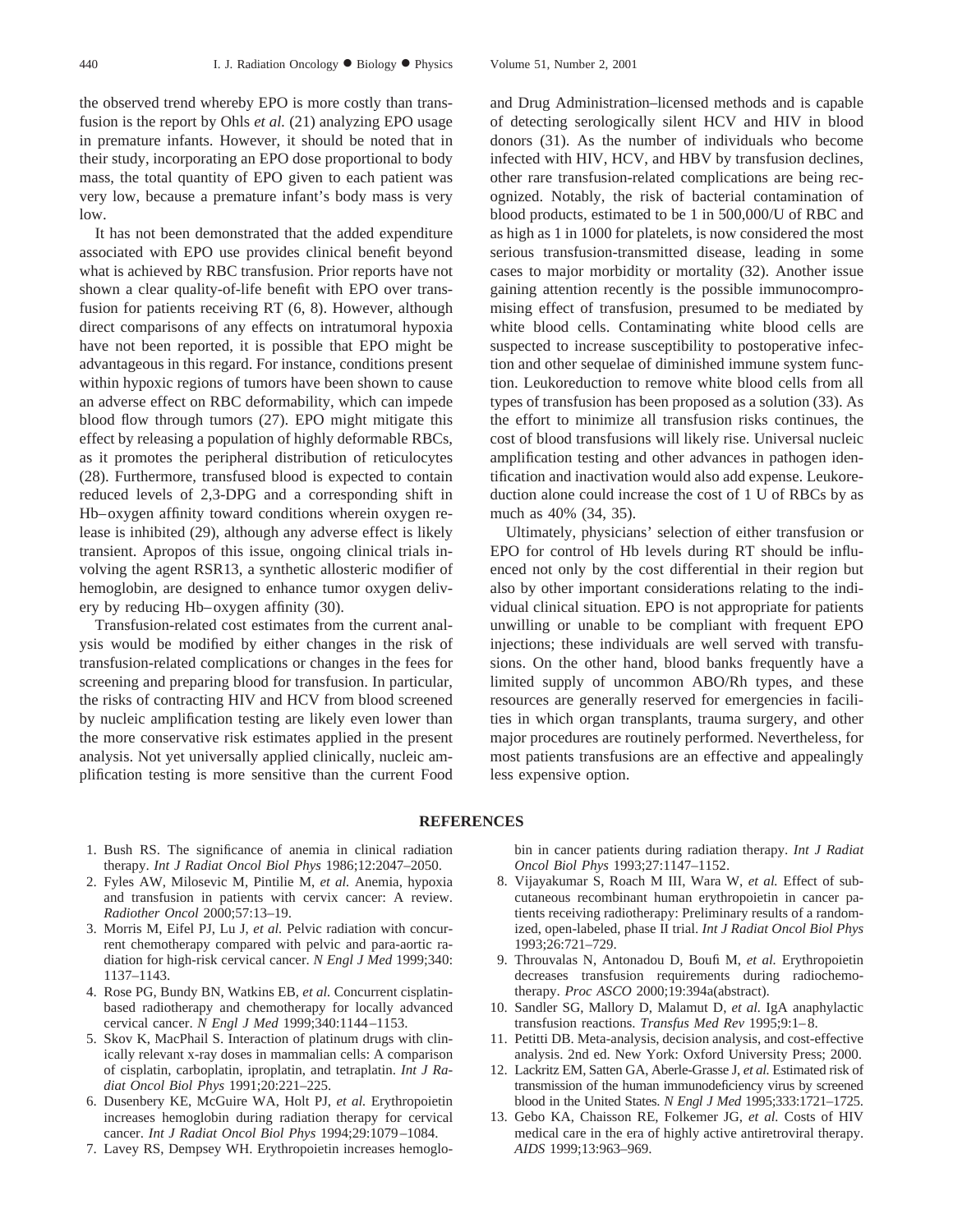the observed trend whereby EPO is more costly than transfusion is the report by Ohls *et al.* (21) analyzing EPO usage in premature infants. However, it should be noted that in their study, incorporating an EPO dose proportional to body mass, the total quantity of EPO given to each patient was very low, because a premature infant's body mass is very low.

It has not been demonstrated that the added expenditure associated with EPO use provides clinical benefit beyond what is achieved by RBC transfusion. Prior reports have not shown a clear quality-of-life benefit with EPO over transfusion for patients receiving RT (6, 8). However, although direct comparisons of any effects on intratumoral hypoxia have not been reported, it is possible that EPO might be advantageous in this regard. For instance, conditions present within hypoxic regions of tumors have been shown to cause an adverse effect on RBC deformability, which can impede blood flow through tumors (27). EPO might mitigate this effect by releasing a population of highly deformable RBCs, as it promotes the peripheral distribution of reticulocytes (28). Furthermore, transfused blood is expected to contain reduced levels of 2,3-DPG and a corresponding shift in Hb–oxygen affinity toward conditions wherein oxygen release is inhibited (29), although any adverse effect is likely transient. Apropos of this issue, ongoing clinical trials involving the agent RSR13, a synthetic allosteric modifier of hemoglobin, are designed to enhance tumor oxygen delivery by reducing Hb–oxygen affinity (30).

Transfusion-related cost estimates from the current analysis would be modified by either changes in the risk of transfusion-related complications or changes in the fees for screening and preparing blood for transfusion. In particular, the risks of contracting HIV and HCV from blood screened by nucleic amplification testing are likely even lower than the more conservative risk estimates applied in the present analysis. Not yet universally applied clinically, nucleic amplification testing is more sensitive than the current Food and Drug Administration–licensed methods and is capable of detecting serologically silent HCV and HIV in blood donors (31). As the number of individuals who become infected with HIV, HCV, and HBV by transfusion declines, other rare transfusion-related complications are being recognized. Notably, the risk of bacterial contamination of blood products, estimated to be 1 in 500,000/U of RBC and as high as 1 in 1000 for platelets, is now considered the most serious transfusion-transmitted disease, leading in some cases to major morbidity or mortality (32). Another issue gaining attention recently is the possible immunocompromising effect of transfusion, presumed to be mediated by white blood cells. Contaminating white blood cells are suspected to increase susceptibility to postoperative infection and other sequelae of diminished immune system function. Leukoreduction to remove white blood cells from all types of transfusion has been proposed as a solution (33). As the effort to minimize all transfusion risks continues, the cost of blood transfusions will likely rise. Universal nucleic amplification testing and other advances in pathogen identification and inactivation would also add expense. Leukoreduction alone could increase the cost of 1 U of RBCs by as much as 40% (34, 35).

Ultimately, physicians' selection of either transfusion or EPO for control of Hb levels during RT should be influenced not only by the cost differential in their region but also by other important considerations relating to the individual clinical situation. EPO is not appropriate for patients unwilling or unable to be compliant with frequent EPO injections; these individuals are well served with transfusions. On the other hand, blood banks frequently have a limited supply of uncommon ABO/Rh types, and these resources are generally reserved for emergencies in facilities in which organ transplants, trauma surgery, and other major procedures are routinely performed. Nevertheless, for most patients transfusions are an effective and appealingly less expensive option.

## REFERENCES

1. Bush RS. The significance of anemia in clinical radiation therapy. *Int J Radiat Oncol Biol Phys* 1986;12:2047–2050.
2. Fyles AW, Milosevic M, Pintilie M, *et al.* Anemia, hypoxia and transfusion in patients with cervix cancer: A review. *Radiother Oncol* 2000;57:13–19.
3. Morris M, Eifel PJ, Lu J, *et al.* Pelvic radiation with concurrent chemotherapy compared with pelvic and para-aortic radiation for high-risk cervical cancer. *N Engl J Med* 1999;340:1137–1143.
4. Rose PG, Bundy BN, Watkins EB, *et al.* Concurrent cisplatin-based radiotherapy and chemotherapy for locally advanced cervical cancer. *N Engl J Med* 1999;340:1144–1153.
5. Skov K, MacPhail S. Interaction of platinum drugs with clinically relevant x-ray doses in mammalian cells: A comparison of cisplatin, carboplatin, iproplatin, and tetraplatin. *Int J Radiat Oncol Biol Phys* 1991;20:221–225.
6. Dusenbery KE, McGuire WA, Holt PJ, *et al.* Erythropoietin increases hemoglobin during radiation therapy for cervical cancer. *Int J Radiat Oncol Biol Phys* 1994;29:1079–1084.
7. Lavey RS, Dempsey WH. Erythropoietin increases hemoglobin in cancer patients during radiation therapy. *Int J Radiat Oncol Biol Phys* 1993;27:1147–1152.
8. Vijayakumar S, Roach M III, Wara W, *et al.* Effect of subcutaneous recombinant human erythropoietin in cancer patients receiving radiotherapy: Preliminary results of a randomized, open-labeled, phase II trial. *Int J Radiat Oncol Biol Phys* 1993;26:721–729.
9. Throuvalas N, Antonadou D, Boufi M, *et al.* Erythropoietin decreases transfusion requirements during radiochemotherapy. *Proc ASCO* 2000;19:394a(abstract).
10. Sandler SG, Mallory D, Malamut D, *et al.* IgA anaphylactic transfusion reactions. *Transfus Med Rev* 1995;9:1–8.
11. Petitti DB. Meta-analysis, decision analysis, and cost-effective analysis. 2nd ed. New York: Oxford University Press; 2000.
12. Lackritz EM, Satten GA, Aberle-Grasse J, *et al.* Estimated risk of transmission of the human immunodeficiency virus by screened blood in the United States. *N Engl J Med* 1995;333:1721–1725.
13. Gebo KA, Chaisson RE, Folkemer JG, *et al.* Costs of HIV medical care in the era of highly active antiretroviral therapy. *AIDS* 1999;13:963–969.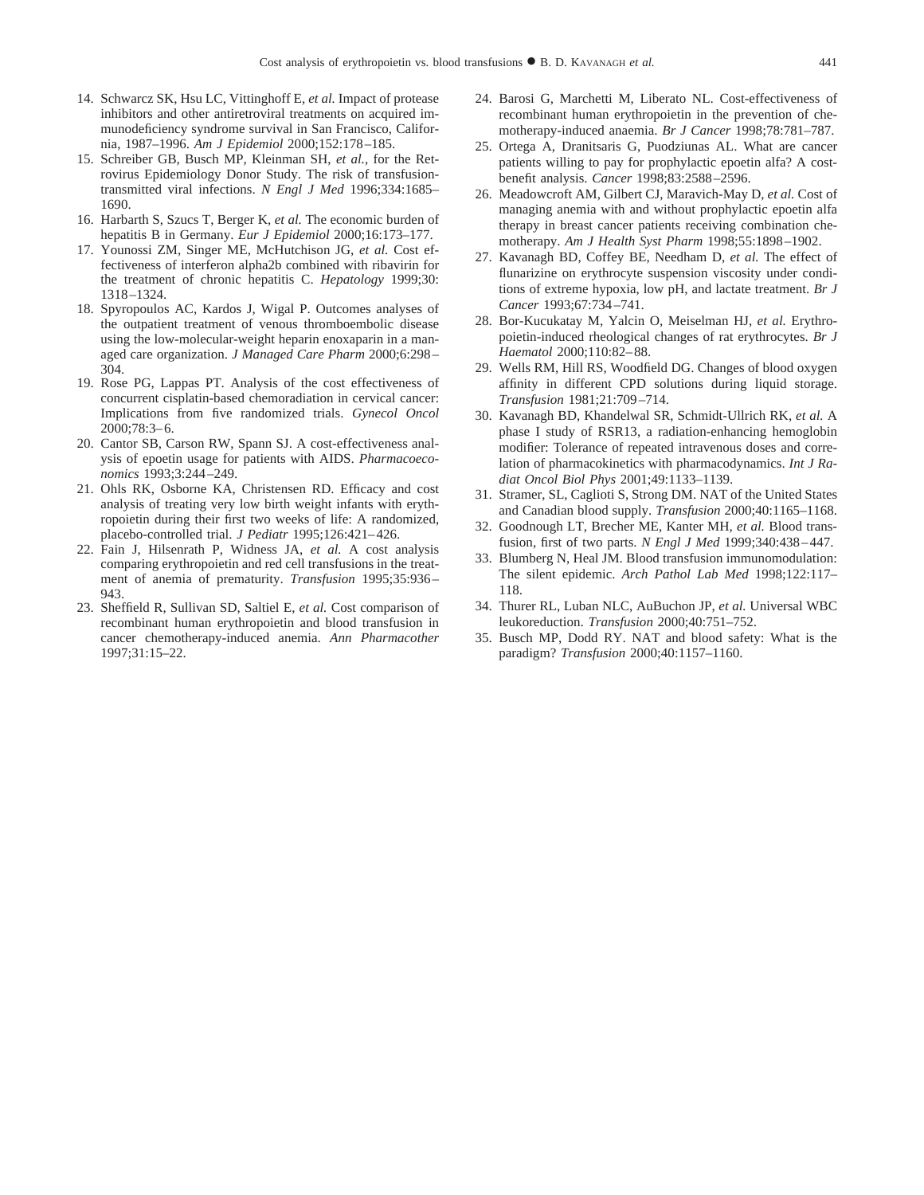14. Schwarcz SK, Hsu LC, Vittinghoff E, *et al.* Impact of protease inhibitors and other antiretroviral treatments on acquired immunodeficiency syndrome survival in San Francisco, California, 1987–1996. *Am J Epidemiol* 2000;152:178–185.
15. Schreiber GB, Busch MP, Kleinman SH, *et al.*, for the Retrovirus Epidemiology Donor Study. The risk of transfusion-transmitted viral infections. *N Engl J Med* 1996;334:1685–1690.
16. Harbarth S, Szucs T, Berger K, *et al.* The economic burden of hepatitis B in Germany. *Eur J Epidemiol* 2000;16:173–177.
17. Younossi ZM, Singer ME, McHutchison JG, *et al.* Cost effectiveness of interferon alpha2b combined with ribavirin for the treatment of chronic hepatitis C. *Hepatology* 1999;30:1318–1324.
18. Spyropoulos AC, Kardos J, Wigal P. Outcomes analyses of the outpatient treatment of venous thromboembolic disease using the low-molecular-weight heparin enoxaparin in a managed care organization. *J Managed Care Pharm* 2000;6:298–304.
19. Rose PG, Lappas PT. Analysis of the cost effectiveness of concurrent cisplatin-based chemoradiation in cervical cancer: Implications from five randomized trials. *Gynecol Oncol* 2000;78:3–6.
20. Cantor SB, Carson RW, Spann SJ. A cost-effectiveness analysis of epoetin usage for patients with AIDS. *Pharmacoeconomics* 1993;3:244–249.
21. Ohls RK, Osborne KA, Christensen RD. Efficacy and cost analysis of treating very low birth weight infants with erythropoietin during their first two weeks of life: A randomized, placebo-controlled trial. *J Pediatr* 1995;126:421–426.
22. Fain J, Hilsenrath P, Widness JA, *et al.* A cost analysis comparing erythropoietin and red cell transfusions in the treatment of anemia of prematurity. *Transfusion* 1995;35:936–943.
23. Sheffield R, Sullivan SD, Saltiel E, *et al.* Cost comparison of recombinant human erythropoietin and blood transfusion in cancer chemotherapy-induced anemia. *Ann Pharmacother* 1997;31:15–22.
24. Barosi G, Marchetti M, Liberato NL. Cost-effectiveness of recombinant human erythropoietin in the prevention of chemotherapy-induced anaemia. *Br J Cancer* 1998;78:781–787.
25. Ortega A, Dranitsaris G, Puodziunas AL. What are cancer patients willing to pay for prophylactic epoetin alfa? A cost-benefit analysis. *Cancer* 1998;83:2588–2596.
26. Meadowcroft AM, Gilbert CJ, Maravich-May D, *et al.* Cost of managing anemia with and without prophylactic epoetin alfa therapy in breast cancer patients receiving combination chemotherapy. *Am J Health Syst Pharm* 1998;55:1898–1902.
27. Kavanagh BD, Coffey BE, Needham D, *et al.* The effect of flunarizine on erythrocyte suspension viscosity under conditions of extreme hypoxia, low pH, and lactate treatment. *Br J Cancer* 1993;67:734–741.
28. Bor-Kucukatay M, Yalcin O, Meiselman HJ, *et al.* Erythropoietin-induced rheological changes of rat erythrocytes. *Br J Haematol* 2000;110:82–88.
29. Wells RM, Hill RS, Woodfield DG. Changes of blood oxygen affinity in different CPD solutions during liquid storage. *Transfusion* 1981;21:709–714.
30. Kavanagh BD, Khandelwal SR, Schmidt-Ullrich RK, *et al.* A phase I study of RSR13, a radiation-enhancing hemoglobin modifier: Tolerance of repeated intravenous doses and correlation of pharmacokinetics with pharmacodynamics. *Int J Radiat Oncol Biol Phys* 2001;49:1133–1139.
31. Stramer, SL, Caglioti S, Strong DM. NAT of the United States and Canadian blood supply. *Transfusion* 2000;40:1165–1168.
32. Goodnough LT, Brecher ME, Kanter MH, *et al.* Blood transfusion, first of two parts. *N Engl J Med* 1999;340:438–447.
33. Blumberg N, Heal JM. Blood transfusion immunomodulation: The silent epidemic. *Arch Pathol Lab Med* 1998;122:117–118.
34. Thurer RL, Luban NLC, AuBuchon JP, *et al.* Universal WBC leukoreduction. *Transfusion* 2000;40:751–752.
35. Busch MP, Dodd RY. NAT and blood safety: What is the paradigm? *Transfusion* 2000;40:1157–1160.